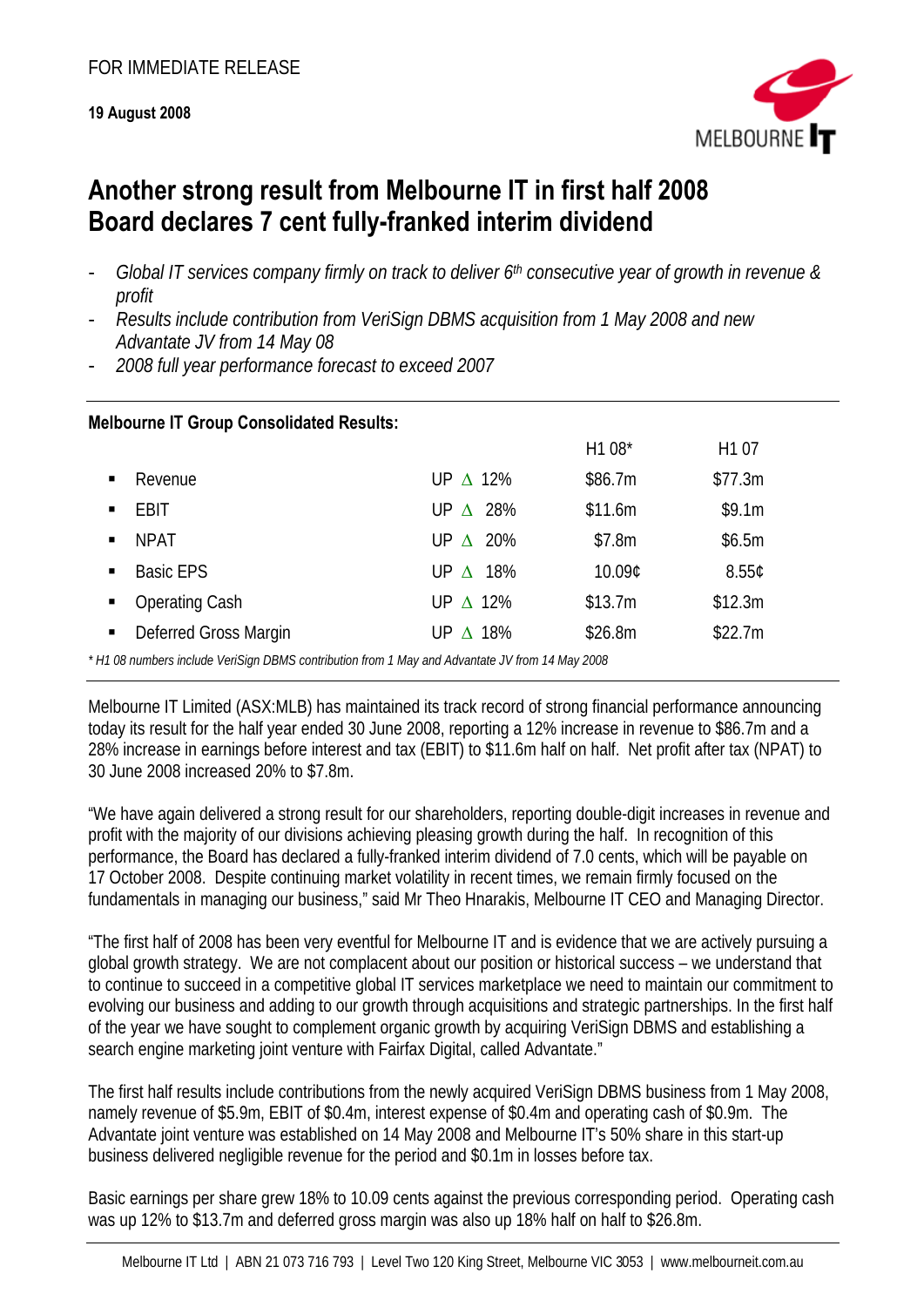FOR IMMEDIATE RELEASE

**19 August 2008**

# Another strong result from Melbourne IT in first half 2008
# Board declares 7 cent fully-franked interim dividend

- *Global IT services company firmly on track to deliver 6th consecutive year of growth in revenue & profit*
- *Results include contribution from VeriSign DBMS acquisition from 1 May 2008 and new Advantate JV from 14 May 08*
- *2008 full year performance forecast to exceed 2007*

**Melbourne IT Group Consolidated Results:**

| | | H1 08* | H1 07 |
|---|---|---|---|
| Revenue | UP Δ 12% | \$86.7m | \$77.3m |
| EBIT | UP Δ 28% | \$11.6m | \$9.1m |
| NPAT | UP Δ 20% | \$7.8m | \$6.5m |
| Basic EPS | UP Δ 18% | 10.09¢ | 8.55¢ |
| Operating Cash | UP Δ 12% | \$13.7m | \$12.3m |
| Deferred Gross Margin | UP Δ 18% | \$26.8m | \$22.7m |

*\* H1 08 numbers include VeriSign DBMS contribution from 1 May and Advantate JV from 14 May 2008*

Melbourne IT Limited (ASX:MLB) has maintained its track record of strong financial performance announcing today its result for the half year ended 30 June 2008, reporting a 12% increase in revenue to \$86.7m and a 28% increase in earnings before interest and tax (EBIT) to \$11.6m half on half. Net profit after tax (NPAT) to 30 June 2008 increased 20% to \$7.8m.

"We have again delivered a strong result for our shareholders, reporting double-digit increases in revenue and profit with the majority of our divisions achieving pleasing growth during the half. In recognition of this performance, the Board has declared a fully-franked interim dividend of 7.0 cents, which will be payable on 17 October 2008. Despite continuing market volatility in recent times, we remain firmly focused on the fundamentals in managing our business," said Mr Theo Hnarakis, Melbourne IT CEO and Managing Director.

"The first half of 2008 has been very eventful for Melbourne IT and is evidence that we are actively pursuing a global growth strategy. We are not complacent about our position or historical success – we understand that to continue to succeed in a competitive global IT services marketplace we need to maintain our commitment to evolving our business and adding to our growth through acquisitions and strategic partnerships. In the first half of the year we have sought to complement organic growth by acquiring VeriSign DBMS and establishing a search engine marketing joint venture with Fairfax Digital, called Advantate."

The first half results include contributions from the newly acquired VeriSign DBMS business from 1 May 2008, namely revenue of \$5.9m, EBIT of \$0.4m, interest expense of \$0.4m and operating cash of \$0.9m. The Advantate joint venture was established on 14 May 2008 and Melbourne IT's 50% share in this start-up business delivered negligible revenue for the period and \$0.1m in losses before tax.

Basic earnings per share grew 18% to 10.09 cents against the previous corresponding period. Operating cash was up 12% to \$13.7m and deferred gross margin was also up 18% half on half to \$26.8m.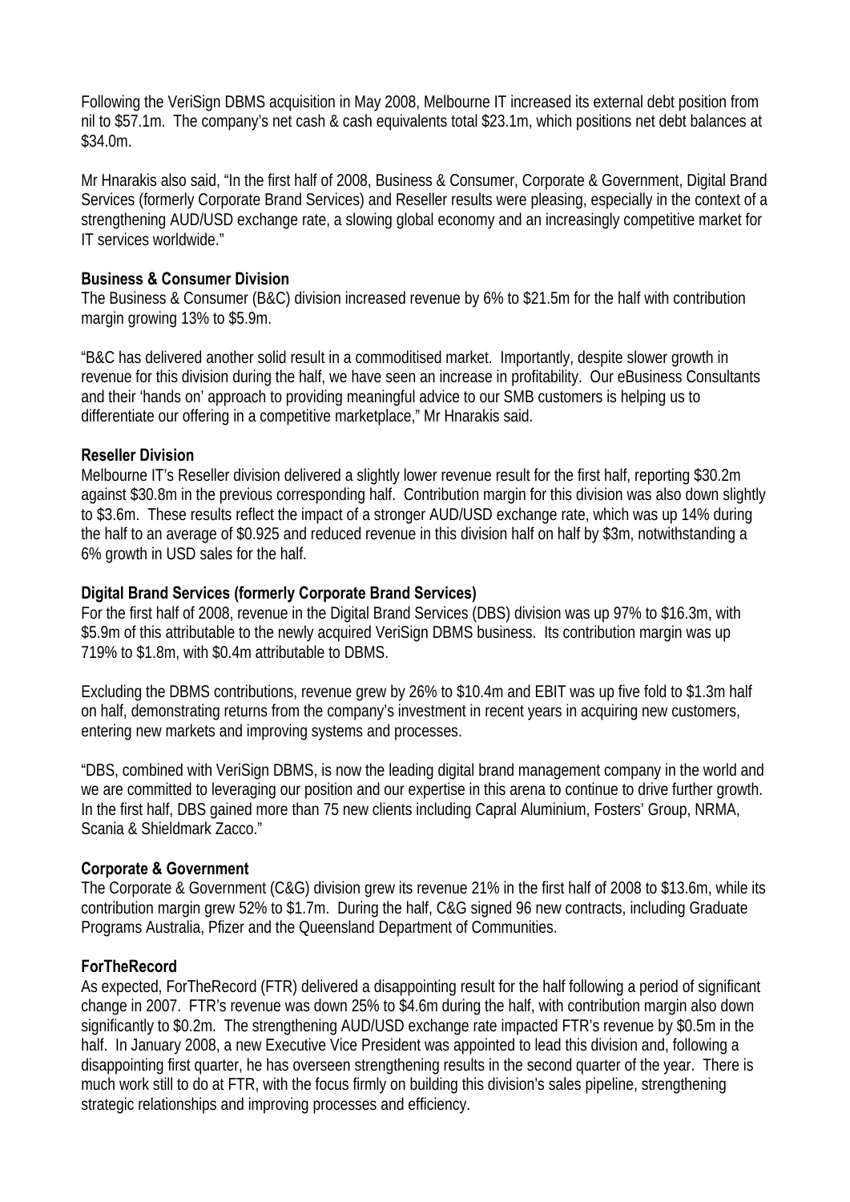Following the VeriSign DBMS acquisition in May 2008, Melbourne IT increased its external debt position from nil to $57.1m. The company's net cash & cash equivalents total $23.1m, which positions net debt balances at $34.0m.

Mr Hnarakis also said, "In the first half of 2008, Business & Consumer, Corporate & Government, Digital Brand Services (formerly Corporate Brand Services) and Reseller results were pleasing, especially in the context of a strengthening AUD/USD exchange rate, a slowing global economy and an increasingly competitive market for IT services worldwide."

**Business & Consumer Division**

The Business & Consumer (B&C) division increased revenue by 6% to $21.5m for the half with contribution margin growing 13% to $5.9m.

"B&C has delivered another solid result in a commoditised market. Importantly, despite slower growth in revenue for this division during the half, we have seen an increase in profitability. Our eBusiness Consultants and their 'hands on' approach to providing meaningful advice to our SMB customers is helping us to differentiate our offering in a competitive marketplace," Mr Hnarakis said.

**Reseller Division**

Melbourne IT's Reseller division delivered a slightly lower revenue result for the first half, reporting $30.2m against $30.8m in the previous corresponding half. Contribution margin for this division was also down slightly to $3.6m. These results reflect the impact of a stronger AUD/USD exchange rate, which was up 14% during the half to an average of $0.925 and reduced revenue in this division half on half by $3m, notwithstanding a 6% growth in USD sales for the half.

**Digital Brand Services (formerly Corporate Brand Services)**

For the first half of 2008, revenue in the Digital Brand Services (DBS) division was up 97% to $16.3m, with $5.9m of this attributable to the newly acquired VeriSign DBMS business. Its contribution margin was up 719% to $1.8m, with $0.4m attributable to DBMS.

Excluding the DBMS contributions, revenue grew by 26% to $10.4m and EBIT was up five fold to $1.3m half on half, demonstrating returns from the company's investment in recent years in acquiring new customers, entering new markets and improving systems and processes.

"DBS, combined with VeriSign DBMS, is now the leading digital brand management company in the world and we are committed to leveraging our position and our expertise in this arena to continue to drive further growth. In the first half, DBS gained more than 75 new clients including Capral Aluminium, Fosters' Group, NRMA, Scania & Shieldmark Zacco."

**Corporate & Government**

The Corporate & Government (C&G) division grew its revenue 21% in the first half of 2008 to $13.6m, while its contribution margin grew 52% to $1.7m. During the half, C&G signed 96 new contracts, including Graduate Programs Australia, Pfizer and the Queensland Department of Communities.

**ForTheRecord**

As expected, ForTheRecord (FTR) delivered a disappointing result for the half following a period of significant change in 2007. FTR's revenue was down 25% to $4.6m during the half, with contribution margin also down significantly to $0.2m. The strengthening AUD/USD exchange rate impacted FTR's revenue by $0.5m in the half. In January 2008, a new Executive Vice President was appointed to lead this division and, following a disappointing first quarter, he has overseen strengthening results in the second quarter of the year. There is much work still to do at FTR, with the focus firmly on building this division's sales pipeline, strengthening strategic relationships and improving processes and efficiency.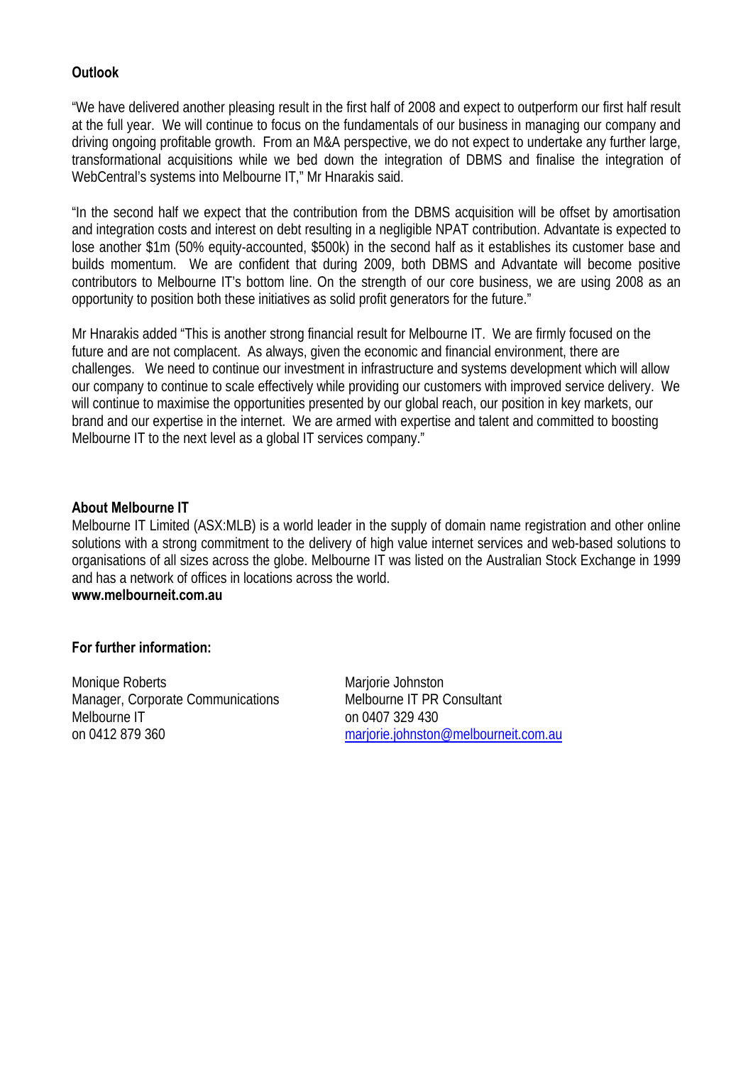**Outlook**

"We have delivered another pleasing result in the first half of 2008 and expect to outperform our first half result at the full year. We will continue to focus on the fundamentals of our business in managing our company and driving ongoing profitable growth. From an M&A perspective, we do not expect to undertake any further large, transformational acquisitions while we bed down the integration of DBMS and finalise the integration of WebCentral's systems into Melbourne IT," Mr Hnarakis said.

"In the second half we expect that the contribution from the DBMS acquisition will be offset by amortisation and integration costs and interest on debt resulting in a negligible NPAT contribution. Advantate is expected to lose another $1m (50% equity-accounted, $500k) in the second half as it establishes its customer base and builds momentum. We are confident that during 2009, both DBMS and Advantate will become positive contributors to Melbourne IT's bottom line. On the strength of our core business, we are using 2008 as an opportunity to position both these initiatives as solid profit generators for the future."

Mr Hnarakis added "This is another strong financial result for Melbourne IT. We are firmly focused on the future and are not complacent. As always, given the economic and financial environment, there are challenges. We need to continue our investment in infrastructure and systems development which will allow our company to continue to scale effectively while providing our customers with improved service delivery. We will continue to maximise the opportunities presented by our global reach, our position in key markets, our brand and our expertise in the internet. We are armed with expertise and talent and committed to boosting Melbourne IT to the next level as a global IT services company."

**About Melbourne IT**

Melbourne IT Limited (ASX:MLB) is a world leader in the supply of domain name registration and other online solutions with a strong commitment to the delivery of high value internet services and web-based solutions to organisations of all sizes across the globe. Melbourne IT was listed on the Australian Stock Exchange in 1999 and has a network of offices in locations across the world.

**www.melbourneit.com.au**

**For further information:**

Monique Roberts
Manager, Corporate Communications
Melbourne IT
on 0412 879 360

Marjorie Johnston
Melbourne IT PR Consultant
on 0407 329 430
marjorie.johnston@melbourneit.com.au